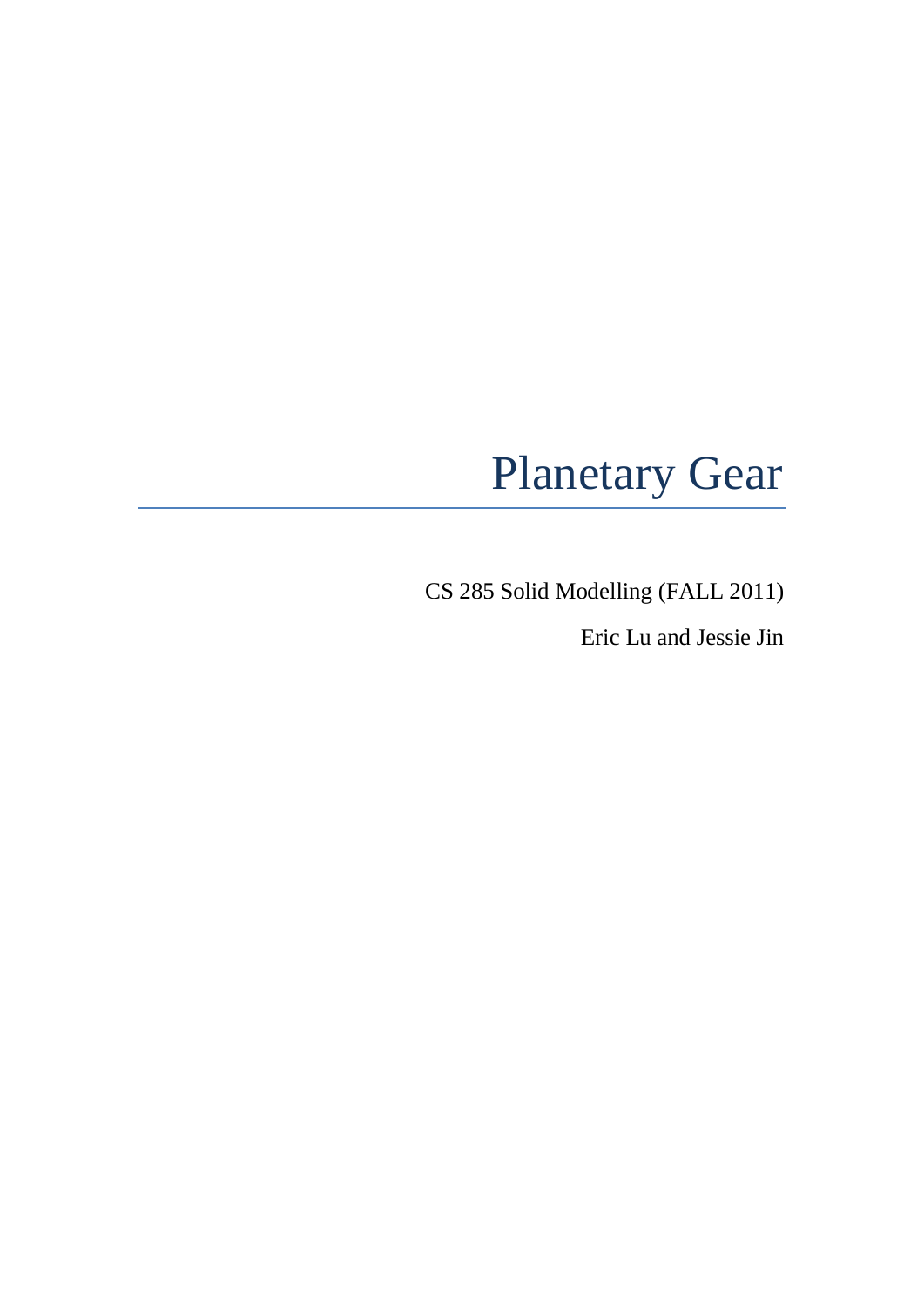# Planetary Gear

CS 285 Solid Modelling (FALL 2011)

Eric Lu and Jessie Jin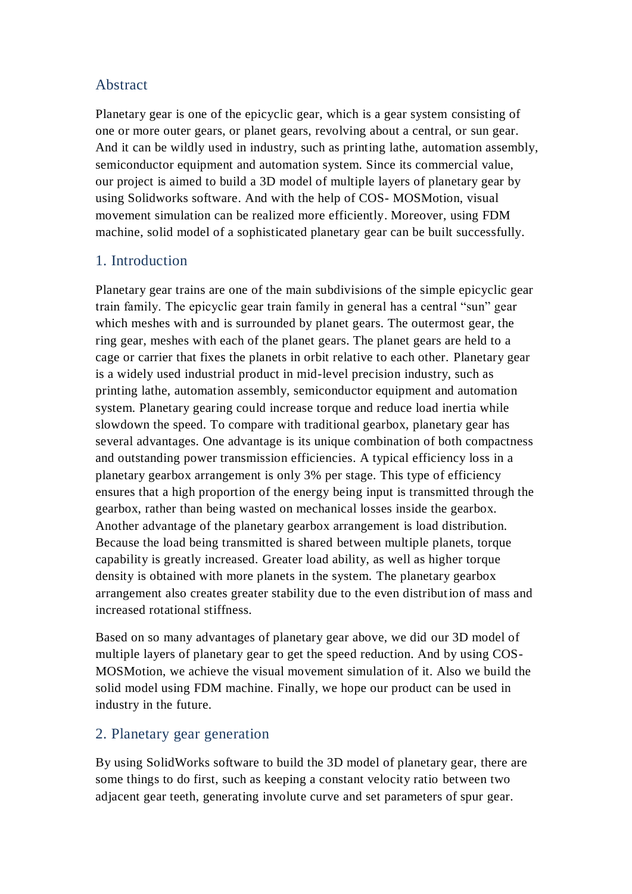## Abstract

Planetary gear is one of the epicyclic gear, which is a gear system consisting of one or more outer gears, or planet gears, revolving about a central, or sun gear. And it can be wildly used in industry, such as printing lathe, automation assembly, semiconductor equipment and automation system. Since its commercial value, our project is aimed to build a 3D model of multiple layers of planetary gear by using Solidworks software. And with the help of COS- MOSMotion, visual movement simulation can be realized more efficiently. Moreover, using FDM machine, solid model of a sophisticated planetary gear can be built successfully.

## 1. Introduction

Planetary gear trains are one of the main subdivisions of the simple epicyclic gear train family. The epicyclic gear train family in general has a central "sun" gear which meshes with and is surrounded by planet gears. The outermost gear, the ring gear, meshes with each of the planet gears. The planet gears are held to a cage or carrier that fixes the planets in orbit relative to each other. Planetary gear is a widely used industrial product in mid-level precision industry, such as printing lathe, automation assembly, semiconductor equipment and automation system. Planetary gearing could increase torque and reduce load inertia while slowdown the speed. To compare with traditional gearbox, planetary gear has several advantages. One advantage is its unique combination of both compactness and outstanding power transmission efficiencies. A typical efficiency loss in a planetary gearbox arrangement is only 3% per stage. This type of efficiency ensures that a high proportion of the energy being input is transmitted through the gearbox, rather than being wasted on mechanical losses inside the gearbox. Another advantage of the planetary gearbox arrangement is load distribution. Because the load being transmitted is shared between multiple planets, torque capability is greatly increased. Greater load ability, as well as higher torque density is obtained with more planets in the system. The planetary gearbox arrangement also creates greater stability due to the even distribution of mass and increased rotational stiffness.

Based on so many advantages of planetary gear above, we did our 3D model of multiple layers of planetary gear to get the speed reduction. And by using COS-MOSMotion, we achieve the visual movement simulation of it. Also we build the solid model using FDM machine. Finally, we hope our product can be used in industry in the future.

## 2. Planetary gear generation

By using SolidWorks software to build the 3D model of planetary gear, there are some things to do first, such as keeping a constant velocity ratio between two adjacent gear teeth, generating involute curve and set parameters of spur gear.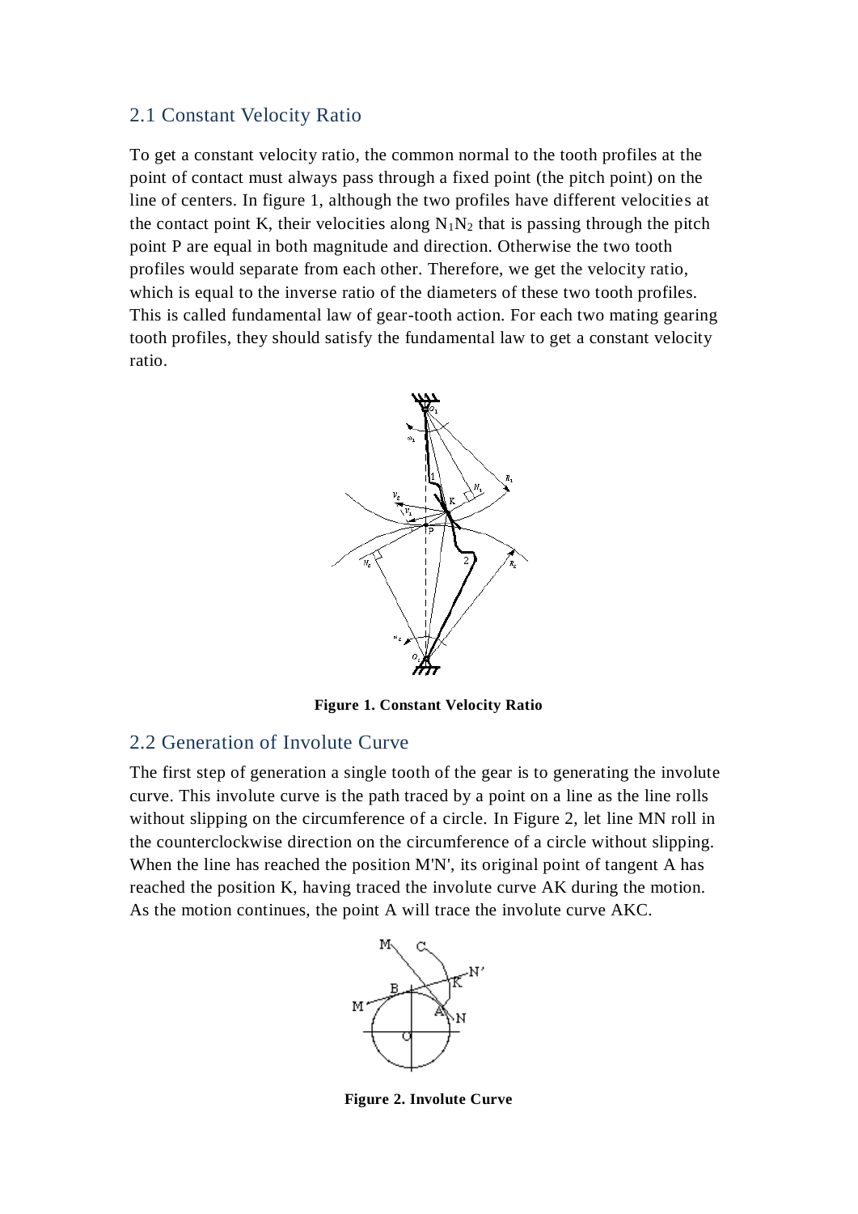## 2.1 Constant Velocity Ratio

To get a constant velocity ratio, the common normal to the tooth profiles at the point of contact must always pass through a fixed point (the pitch point) on the line of centers. In figure 1, although the two profiles have different velocities at the contact point K, their velocities along $N_1N_2$ that is passing through the pitch point P are equal in both magnitude and direction. Otherwise the two tooth profiles would separate from each other. Therefore, we get the velocity ratio, which is equal to the inverse ratio of the diameters of these two tooth profiles. This is called fundamental law of gear-tooth action. For each two mating gearing tooth profiles, they should satisfy the fundamental law to get a constant velocity ratio.

**Figure 1. Constant Velocity Ratio**

## 2.2 Generation of Involute Curve

The first step of generation a single tooth of the gear is to generating the involute curve. This involute curve is the path traced by a point on a line as the line rolls without slipping on the circumference of a circle. In Figure 2, let line MN roll in the counterclockwise direction on the circumference of a circle without slipping. When the line has reached the position M'N', its original point of tangent A has reached the position K, having traced the involute curve AK during the motion. As the motion continues, the point A will trace the involute curve AKC.

**Figure 2. Involute Curve**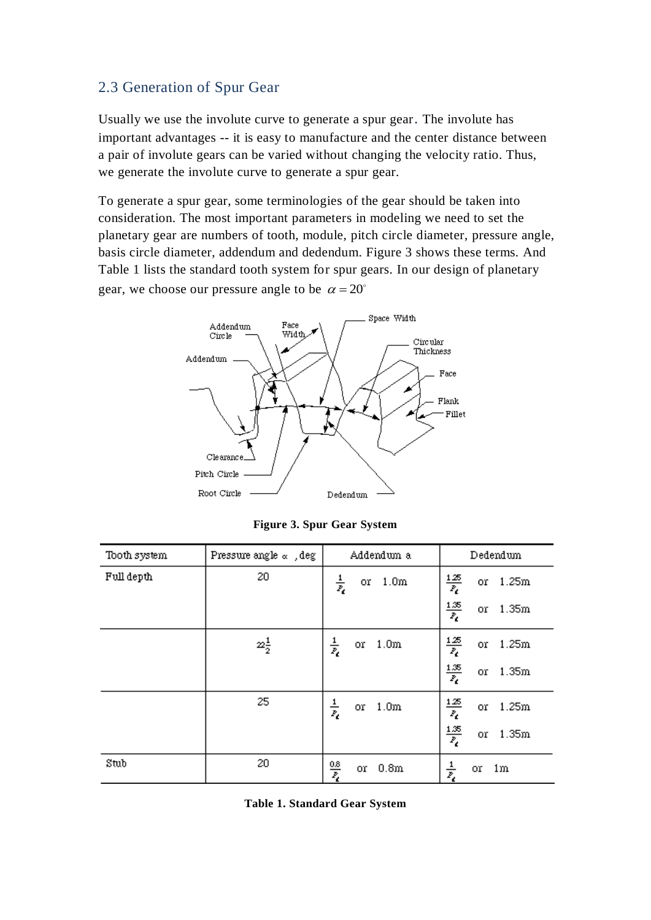## 2.3 Generation of Spur Gear

Usually we use the involute curve to generate a spur gear. The involute has important advantages -- it is easy to manufacture and the center distance between a pair of involute gears can be varied without changing the velocity ratio. Thus, we generate the involute curve to generate a spur gear.

To generate a spur gear, some terminologies of the gear should be taken into consideration. The most important parameters in modeling we need to set the planetary gear are numbers of tooth, module, pitch circle diameter, pressure angle, basis circle diameter, addendum and dedendum. Figure 3 shows these terms. And Table 1 lists the standard tooth system for spur gears. In our design of planetary gear, we choose our pressure angle to be $\alpha = 20^{\circ}$

**Figure 3. Spur Gear System**

| Tooth system | Pressure angle $\alpha$ , deg | Addendum a | Dedendum |
|---|---|---|---|
| Full depth | 20 | $\frac{1}{P_d}$ or 1.0m | $\frac{1.25}{P_d}$ or 1.25m<br>$\frac{1.35}{P_d}$ or 1.35m |
| | $22\frac{1}{2}$ | $\frac{1}{P_d}$ or 1.0m | $\frac{1.25}{P_d}$ or 1.25m<br>$\frac{1.35}{P_d}$ or 1.35m |
| | 25 | $\frac{1}{P_d}$ or 1.0m | $\frac{1.25}{P_d}$ or 1.25m<br>$\frac{1.35}{P_d}$ or 1.35m |
| Stub | 20 | $\frac{0.8}{P_d}$ or 0.8m | $\frac{1}{P_d}$ or 1m |

**Table 1. Standard Gear System**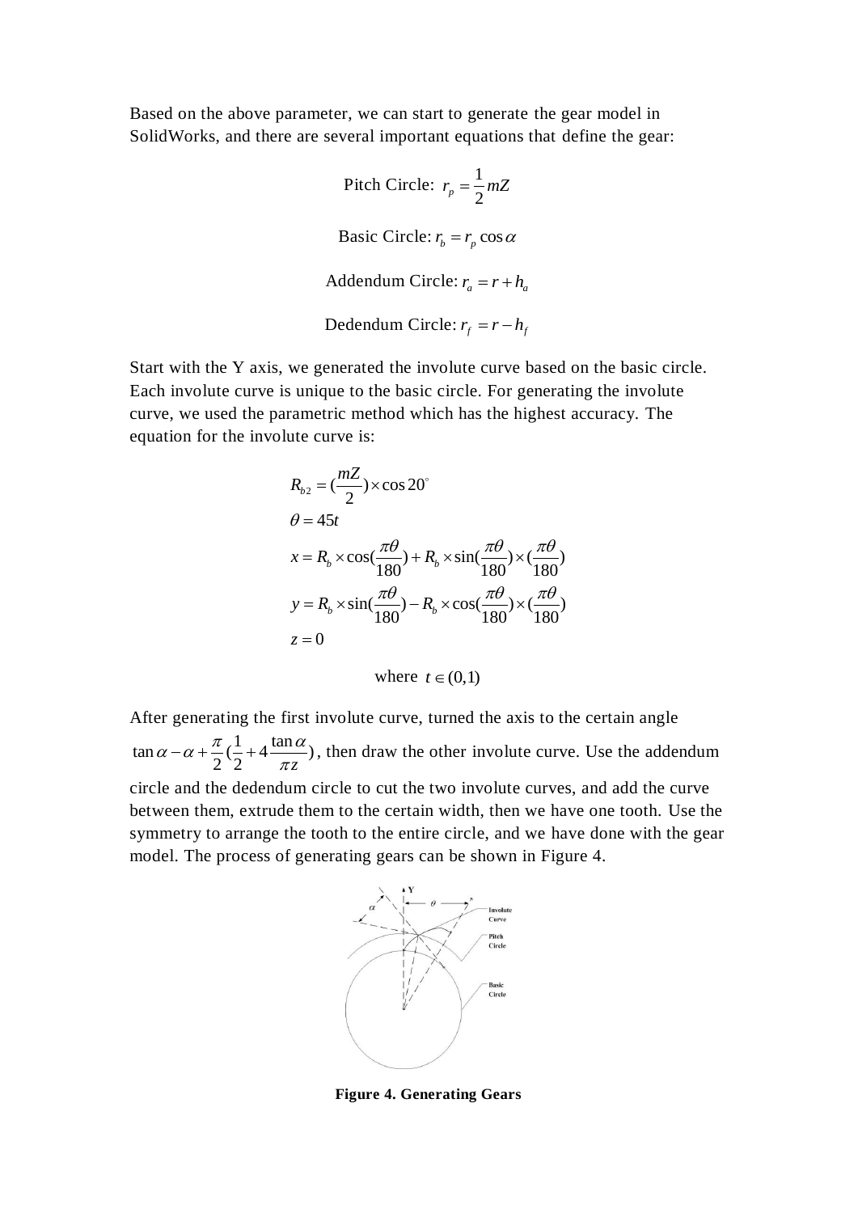Based on the above parameter, we can start to generate the gear model in SolidWorks, and there are several important equations that define the gear:

$$\text{Pitch Circle: } r_p = \frac{1}{2}mZ$$

$$\text{Basic Circle: } r_b = r_p \cos\alpha$$

$$\text{Addendum Circle: } r_a = r + h_a$$

$$\text{Dedendum Circle: } r_f = r - h_f$$

Start with the Y axis, we generated the involute curve based on the basic circle. Each involute curve is unique to the basic circle. For generating the involute curve, we used the parametric method which has the highest accuracy. The equation for the involute curve is:

$$
\begin{aligned}
&R_{b2} = (\frac{mZ}{2}) \times \cos 20^{\circ} \\
&\theta = 45t \\
&x = R_b \times \cos(\frac{\pi\theta}{180}) + R_b \times \sin(\frac{\pi\theta}{180}) \times (\frac{\pi\theta}{180}) \\
&y = R_b \times \sin(\frac{\pi\theta}{180}) - R_b \times \cos(\frac{\pi\theta}{180}) \times (\frac{\pi\theta}{180}) \\
&z = 0
\end{aligned}
$$

$$\text{where } t \in (0,1)$$

After generating the first involute curve, turned the axis to the certain angle $\tan\alpha - \alpha + \frac{\pi}{2}(\frac{1}{2} + 4\frac{\tan\alpha}{\pi z})$, then draw the other involute curve. Use the addendum circle and the dedendum circle to cut the two involute curves, and add the curve between them, extrude them to the certain width, then we have one tooth. Use the symmetry to arrange the tooth to the entire circle, and we have done with the gear model. The process of generating gears can be shown in Figure 4.

**Figure 4. Generating Gears**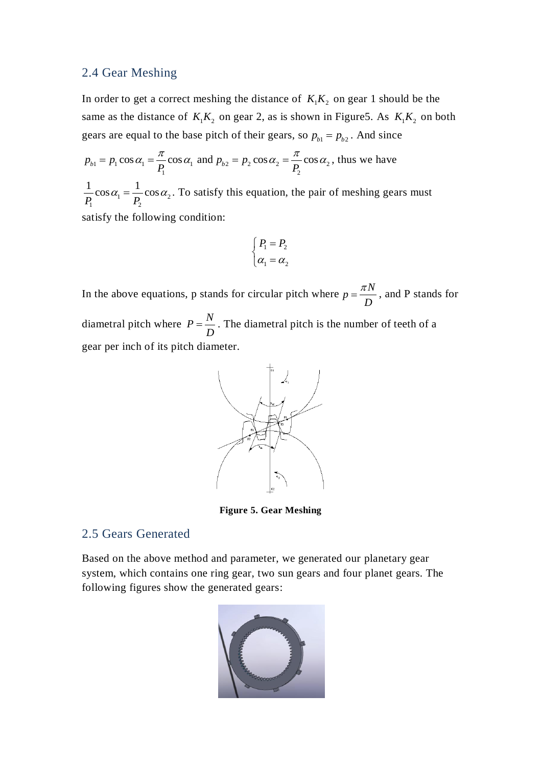## 2.4 Gear Meshing

In order to get a correct meshing the distance of $K_1K_2$ on gear 1 should be the same as the distance of $K_1K_2$ on gear 2, as is shown in Figure5. As $K_1K_2$ on both gears are equal to the base pitch of their gears, so $p_{b1} = p_{b2}$. And since

$p_{b1} = p_1 \cos\alpha_1 = \frac{\pi}{P_1}\cos\alpha_1$ and $p_{b2} = p_2 \cos\alpha_2 = \frac{\pi}{P_2}\cos\alpha_2$, thus we have

$\frac{1}{P_1}\cos\alpha_1 = \frac{1}{P_2}\cos\alpha_2$. To satisfy this equation, the pair of meshing gears must satisfy the following condition:

$$\begin{cases} P_1 = P_2 \\ \alpha_1 = \alpha_2 \end{cases}$$

In the above equations, p stands for circular pitch where $p = \frac{\pi N}{D}$, and P stands for diametral pitch where $P = \frac{N}{D}$. The diametral pitch is the number of teeth of a gear per inch of its pitch diameter.

**Figure 5. Gear Meshing**

## 2.5 Gears Generated

Based on the above method and parameter, we generated our planetary gear system, which contains one ring gear, two sun gears and four planet gears. The following figures show the generated gears: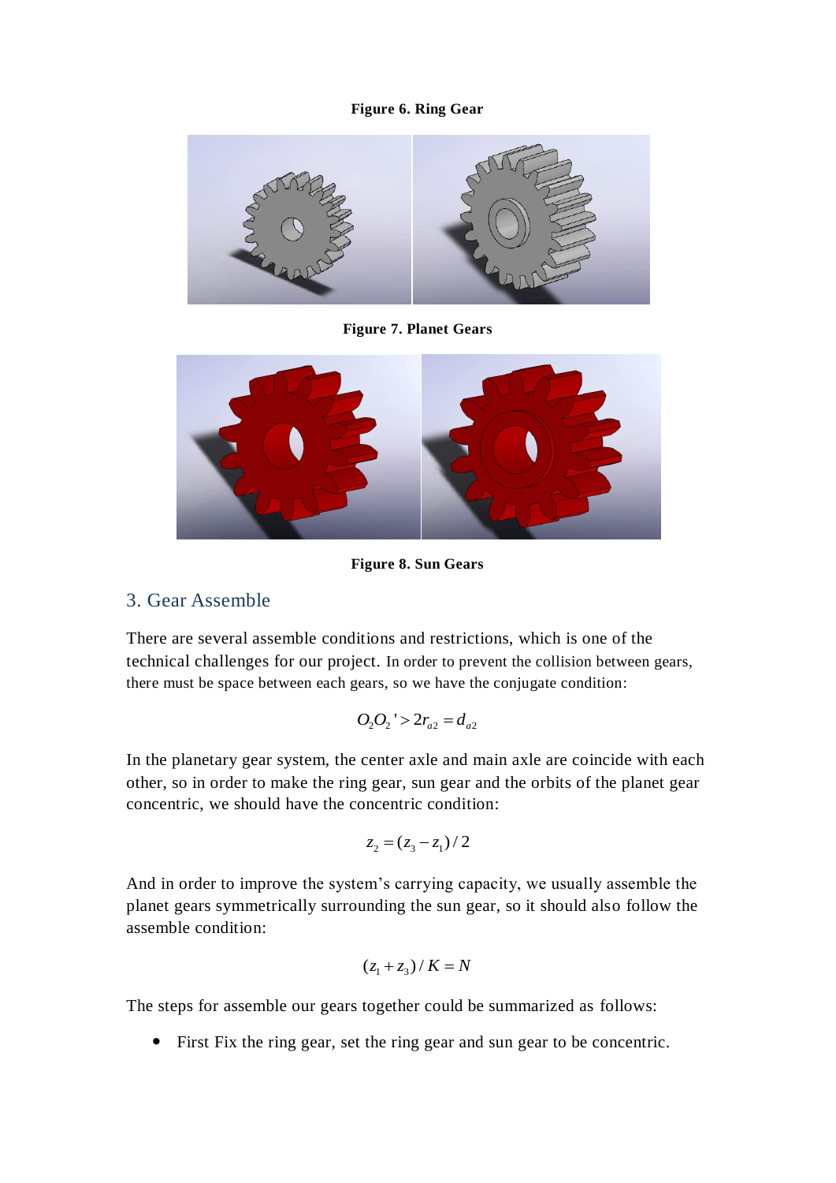**Figure 6. Ring Gear**

**Figure 7. Planet Gears**

**Figure 8. Sun Gears**

## 3. Gear Assemble

There are several assemble conditions and restrictions, which is one of the technical challenges for our project. In order to prevent the collision between gears, there must be space between each gears, so we have the conjugate condition:

$$O_2O_2' > 2r_{a2} = d_{a2}$$

In the planetary gear system, the center axle and main axle are coincide with each other, so in order to make the ring gear, sun gear and the orbits of the planet gear concentric, we should have the concentric condition:

$$z_2 = (z_3 - z_1)/2$$

And in order to improve the system's carrying capacity, we usually assemble the planet gears symmetrically surrounding the sun gear, so it should also follow the assemble condition:

$$(z_1 + z_3)/K = N$$

The steps for assemble our gears together could be summarized as follows:

- First Fix the ring gear, set the ring gear and sun gear to be concentric.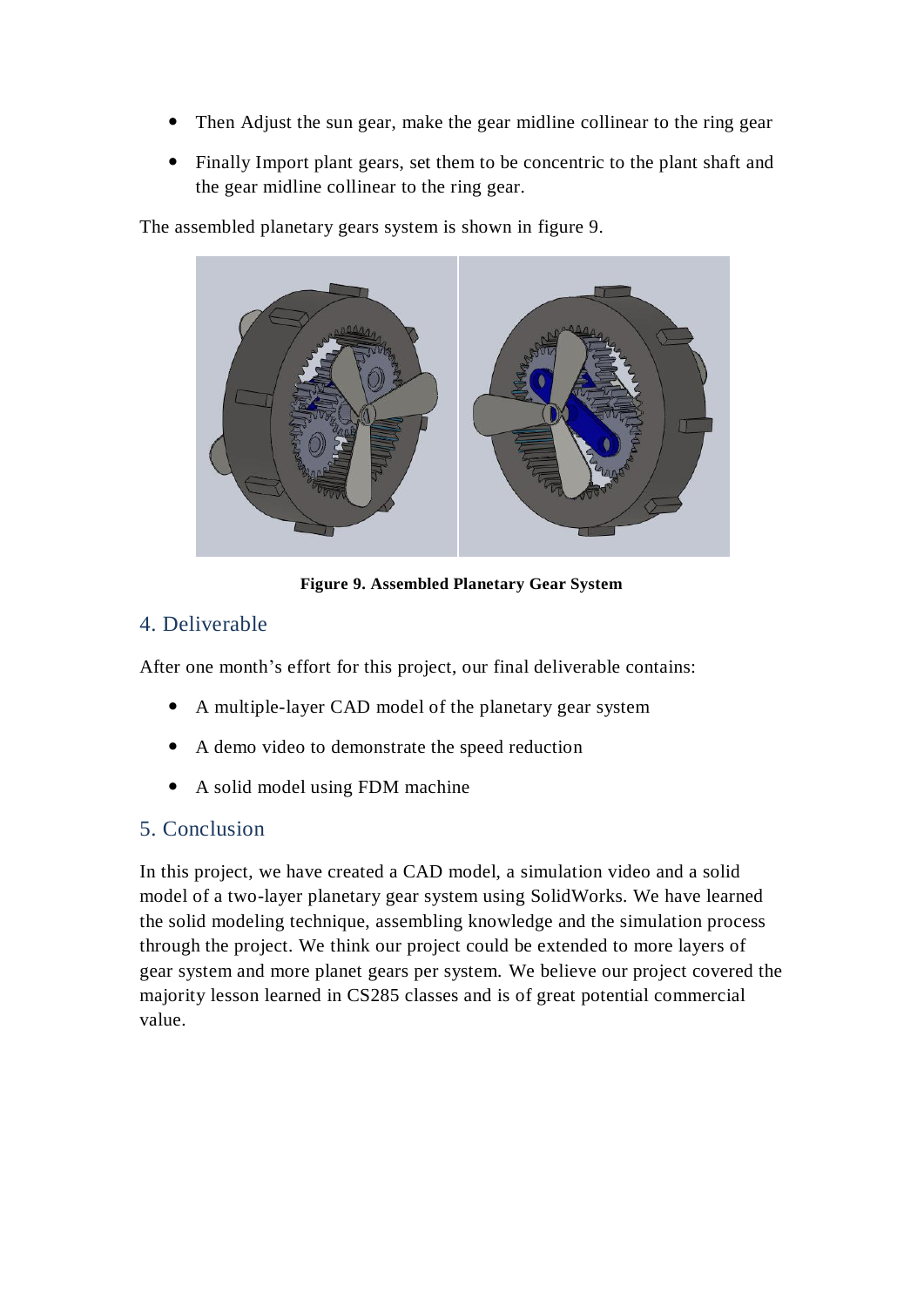- Then Adjust the sun gear, make the gear midline collinear to the ring gear
- Finally Import plant gears, set them to be concentric to the plant shaft and the gear midline collinear to the ring gear.

The assembled planetary gears system is shown in figure 9.

**Figure 9. Assembled Planetary Gear System**

## 4. Deliverable

After one month's effort for this project, our final deliverable contains:

- A multiple-layer CAD model of the planetary gear system
- A demo video to demonstrate the speed reduction
- A solid model using FDM machine

## 5. Conclusion

In this project, we have created a CAD model, a simulation video and a solid model of a two-layer planetary gear system using SolidWorks. We have learned the solid modeling technique, assembling knowledge and the simulation process through the project. We think our project could be extended to more layers of gear system and more planet gears per system. We believe our project covered the majority lesson learned in CS285 classes and is of great potential commercial value.